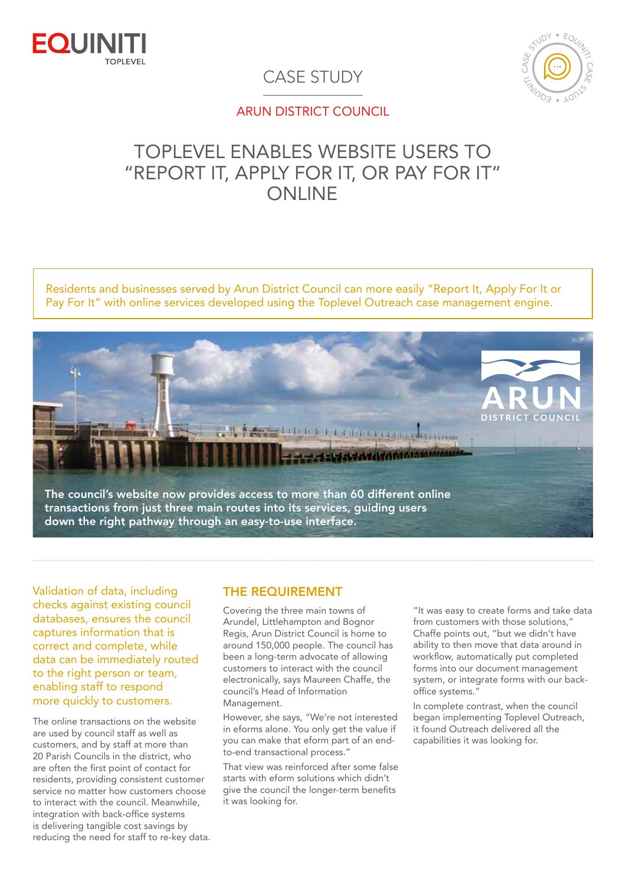# CASE STUDY

## ARUN DISTRICT COUNCIL

# TOPLEVEL ENABLES WEBSITE USERS TO "REPORT IT, APPLY FOR IT, OR PAY FOR IT" ONLINE

Residents and businesses served by Arun District Council can more easily "Report It, Apply For It or Pay For It" with online services developed using the Toplevel Outreach case management engine.

**The council's website now provides access to more than 60 different online transactions from just three main routes into its services, guiding users down the right pathway through an easy-to-use interface.**

Validation of data, including checks against existing council databases, ensures the council captures information that is correct and complete, while data can be immediately routed to the right person or team, enabling staff to respond more quickly to customers.

The online transactions on the website are used by council staff as well as customers, and by staff at more than 20 Parish Councils in the district, who are often the first point of contact for residents, providing consistent customer service no matter how customers choose to interact with the council. Meanwhile, integration with back-office systems is delivering tangible cost savings by reducing the need for staff to re-key data.

## THE REQUIREMENT

Covering the three main towns of Arundel, Littlehampton and Bognor Regis, Arun District Council is home to around 150,000 people. The council has been a long-term advocate of allowing customers to interact with the council electronically, says Maureen Chaffe, the council's Head of Information Management.

However, she says, "We're not interested in eforms alone. You only get the value if you can make that eform part of an end-to-end transactional process."

That view was reinforced after some false starts with eform solutions which didn't give the council the longer-term benefits it was looking for.

"It was easy to create forms and take data from customers with those solutions," Chaffe points out, "but we didn't have ability to then move that data around in workflow, automatically put completed forms into our document management system, or integrate forms with our back-office systems."

In complete contrast, when the council began implementing Toplevel Outreach, it found Outreach delivered all the capabilities it was looking for.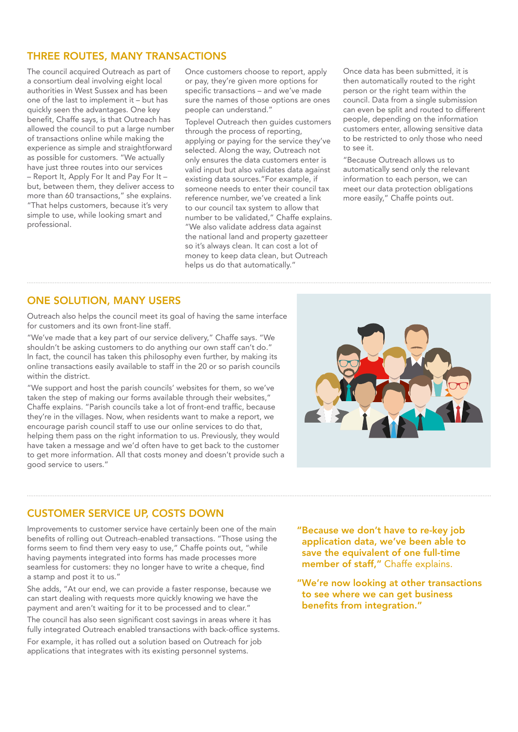## THREE ROUTES, MANY TRANSACTIONS

The council acquired Outreach as part of a consortium deal involving eight local authorities in West Sussex and has been one of the last to implement it – but has quickly seen the advantages. One key benefit, Chaffe says, is that Outreach has allowed the council to put a large number of transactions online while making the experience as simple and straightforward as possible for customers. "We actually have just three routes into our services – Report It, Apply For It and Pay For It – but, between them, they deliver access to more than 60 transactions," she explains. "That helps customers, because it's very simple to use, while looking smart and professional.

Once customers choose to report, apply or pay, they're given more options for specific transactions – and we've made sure the names of those options are ones people can understand."

Toplevel Outreach then guides customers through the process of reporting, applying or paying for the service they've selected. Along the way, Outreach not only ensures the data customers enter is valid input but also validates data against existing data sources."For example, if someone needs to enter their council tax reference number, we've created a link to our council tax system to allow that number to be validated," Chaffe explains. "We also validate address data against the national land and property gazetteer so it's always clean. It can cost a lot of money to keep data clean, but Outreach helps us do that automatically."

Once data has been submitted, it is then automatically routed to the right person or the right team within the council. Data from a single submission can even be split and routed to different people, depending on the information customers enter, allowing sensitive data to be restricted to only those who need to see it.

"Because Outreach allows us to automatically send only the relevant information to each person, we can meet our data protection obligations more easily," Chaffe points out.

## ONE SOLUTION, MANY USERS

Outreach also helps the council meet its goal of having the same interface for customers and its own front-line staff.

"We've made that a key part of our service delivery," Chaffe says. "We shouldn't be asking customers to do anything our own staff can't do." In fact, the council has taken this philosophy even further, by making its online transactions easily available to staff in the 20 or so parish councils within the district.

"We support and host the parish councils' websites for them, so we've taken the step of making our forms available through their websites," Chaffe explains. "Parish councils take a lot of front-end traffic, because they're in the villages. Now, when residents want to make a report, we encourage parish council staff to use our online services to do that, helping them pass on the right information to us. Previously, they would have taken a message and we'd often have to get back to the customer to get more information. All that costs money and doesn't provide such a good service to users."

## CUSTOMER SERVICE UP, COSTS DOWN

Improvements to customer service have certainly been one of the main benefits of rolling out Outreach-enabled transactions. "Those using the forms seem to find them very easy to use," Chaffe points out, "while having payments integrated into forms has made processes more seamless for customers: they no longer have to write a cheque, find a stamp and post it to us."

She adds, "At our end, we can provide a faster response, because we can start dealing with requests more quickly knowing we have the payment and aren't waiting for it to be processed and to clear."

The council has also seen significant cost savings in areas where it has fully integrated Outreach enabled transactions with back-office systems.

For example, it has rolled out a solution based on Outreach for job applications that integrates with its existing personnel systems.

**"Because we don't have to re-key job application data, we've been able to save the equivalent of one full-time member of staff,"** Chaffe explains.

**"We're now looking at other transactions to see where we can get business benefits from integration."**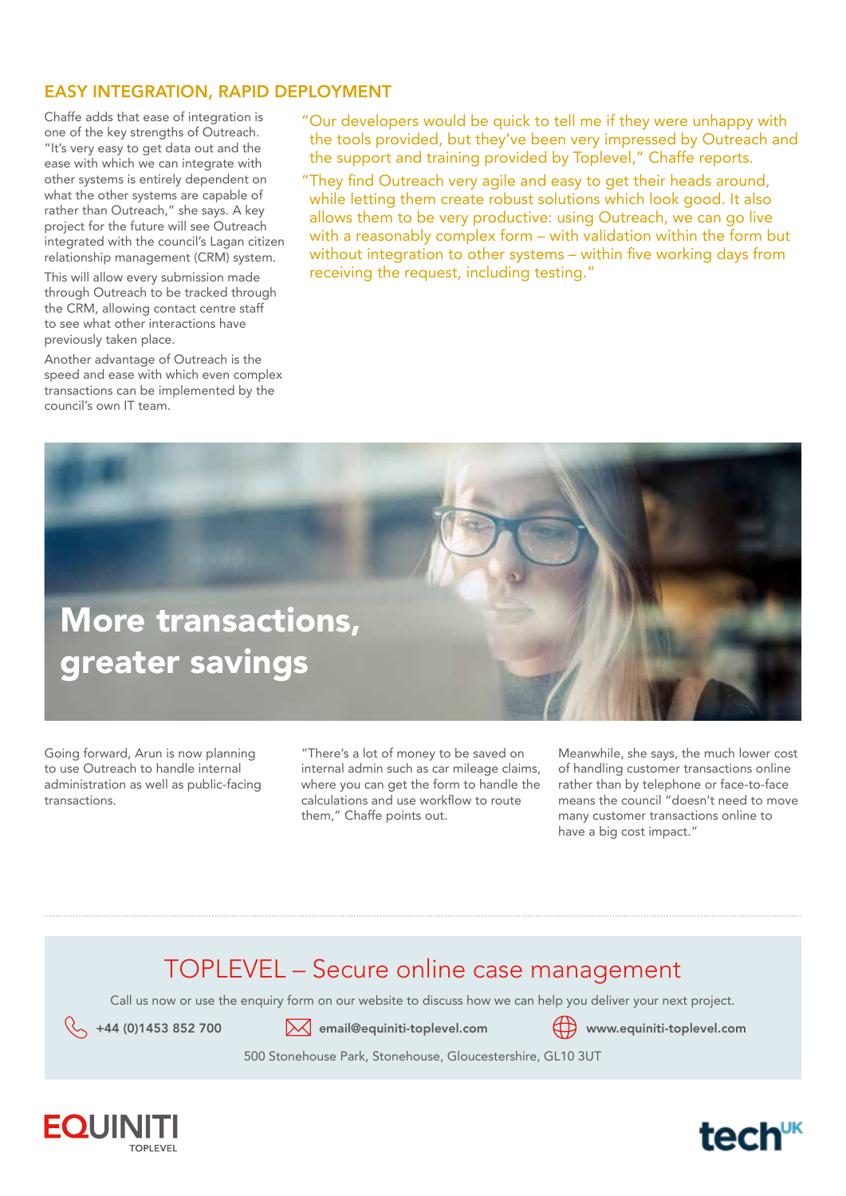## EASY INTEGRATION, RAPID DEPLOYMENT

Chaffe adds that ease of integration is one of the key strengths of Outreach. "It's very easy to get data out and the ease with which we can integrate with other systems is entirely dependent on what the other systems are capable of rather than Outreach," she says. A key project for the future will see Outreach integrated with the council's Lagan citizen relationship management (CRM) system.

This will allow every submission made through Outreach to be tracked through the CRM, allowing contact centre staff to see what other interactions have previously taken place.

Another advantage of Outreach is the speed and ease with which even complex transactions can be implemented by the council's own IT team.

"Our developers would be quick to tell me if they were unhappy with the tools provided, but they've been very impressed by Outreach and the support and training provided by Toplevel," Chaffe reports.

"They find Outreach very agile and easy to get their heads around, while letting them create robust solutions which look good. It also allows them to be very productive: using Outreach, we can go live with a reasonably complex form – with validation within the form but without integration to other systems – within five working days from receiving the request, including testing."

## More transactions, greater savings

Going forward, Arun is now planning to use Outreach to handle internal administration as well as public-facing transactions.

"There's a lot of money to be saved on internal admin such as car mileage claims, where you can get the form to handle the calculations and use workflow to route them," Chaffe points out.

Meanwhile, she says, the much lower cost of handling customer transactions online rather than by telephone or face-to-face means the council "doesn't need to move many customer transactions online to have a big cost impact."

## TOPLEVEL – Secure online case management

Call us now or use the enquiry form on our website to discuss how we can help you deliver your next project.

+44 (0)1453 852 700

email@equiniti-toplevel.com

www.equiniti-toplevel.com

500 Stonehouse Park, Stonehouse, Gloucestershire, GL10 3UT

EQUINITI TOPLEVEL

techUK